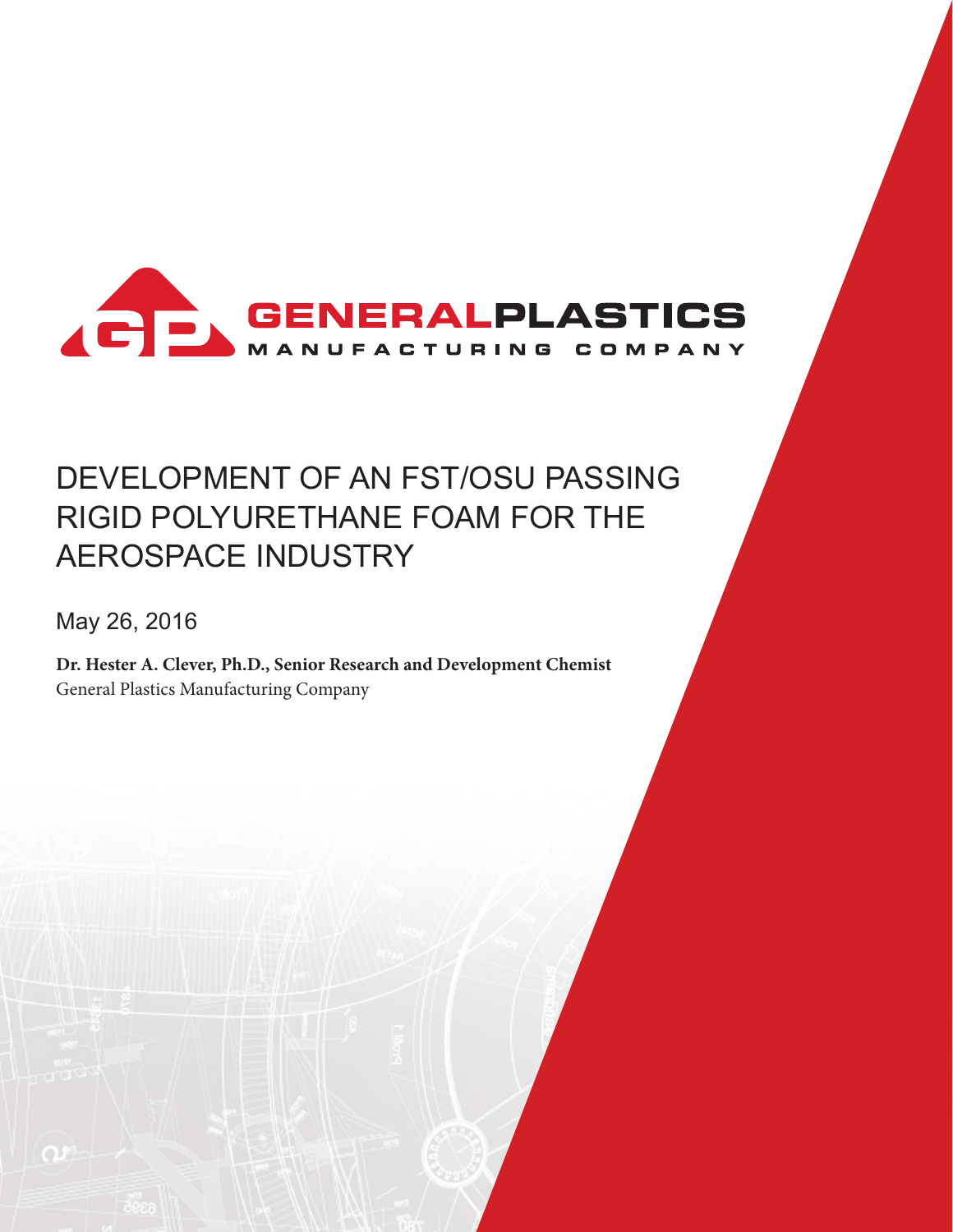GENERALPLASTICS
MANUFACTURING COMPANY

# DEVELOPMENT OF AN FST/OSU PASSING RIGID POLYURETHANE FOAM FOR THE AEROSPACE INDUSTRY

May 26, 2016

**Dr. Hester A. Clever, Ph.D., Senior Research and Development Chemist**
General Plastics Manufacturing Company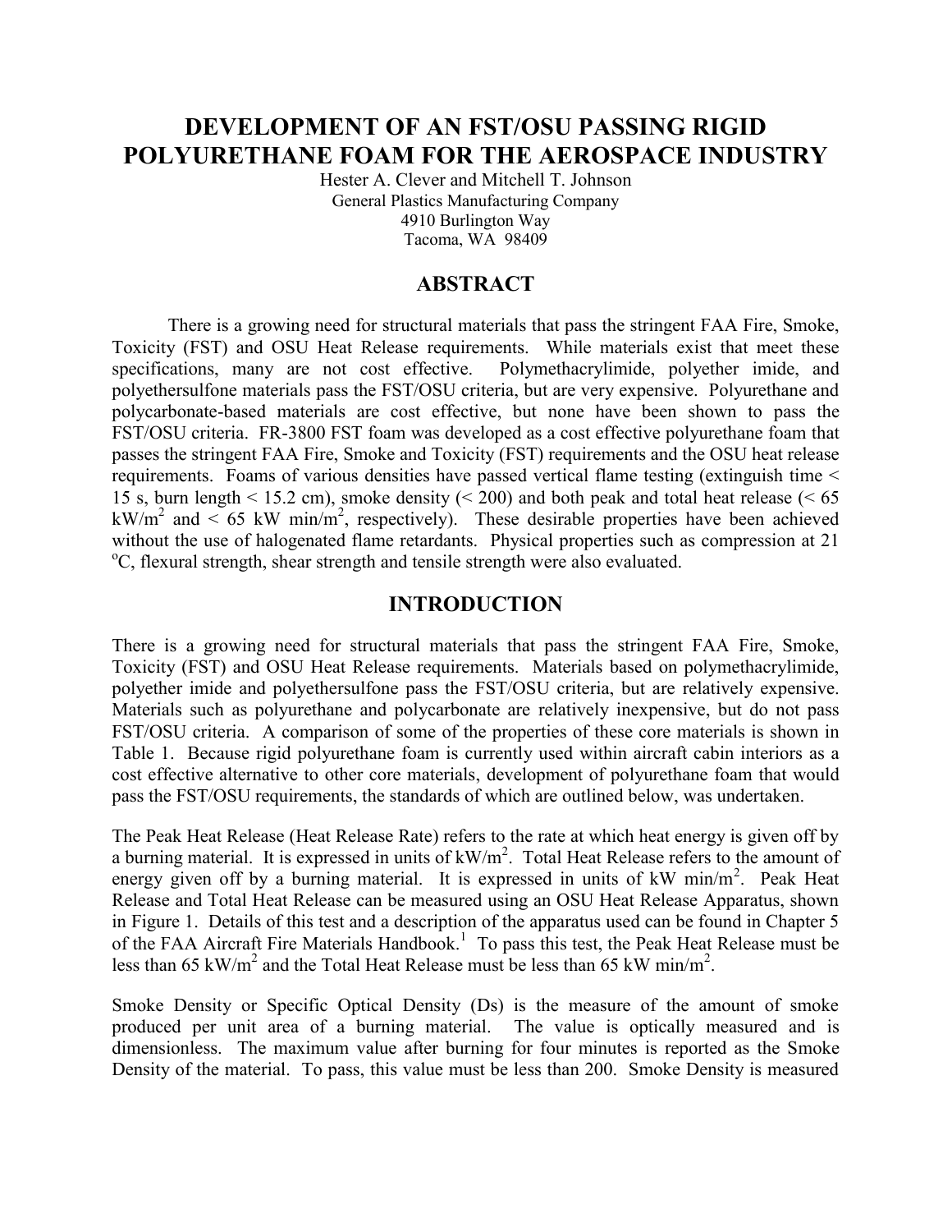# DEVELOPMENT OF AN FST/OSU PASSING RIGID POLYURETHANE FOAM FOR THE AEROSPACE INDUSTRY

Hester A. Clever and Mitchell T. Johnson
General Plastics Manufacturing Company
4910 Burlington Way
Tacoma, WA 98409

## ABSTRACT

There is a growing need for structural materials that pass the stringent FAA Fire, Smoke, Toxicity (FST) and OSU Heat Release requirements. While materials exist that meet these specifications, many are not cost effective. Polymethacrylimide, polyether imide, and polyethersulfone materials pass the FST/OSU criteria, but are very expensive. Polyurethane and polycarbonate-based materials are cost effective, but none have been shown to pass the FST/OSU criteria. FR-3800 FST foam was developed as a cost effective polyurethane foam that passes the stringent FAA Fire, Smoke and Toxicity (FST) requirements and the OSU heat release requirements. Foams of various densities have passed vertical flame testing (extinguish time < 15 s, burn length < 15.2 cm), smoke density (< 200) and both peak and total heat release (< 65 $kW/m^2$ and < 65 kW $min/m^2$, respectively). These desirable properties have been achieved without the use of halogenated flame retardants. Physical properties such as compression at 21 $^oC$, flexural strength, shear strength and tensile strength were also evaluated.

## INTRODUCTION

There is a growing need for structural materials that pass the stringent FAA Fire, Smoke, Toxicity (FST) and OSU Heat Release requirements. Materials based on polymethacrylimide, polyether imide and polyethersulfone pass the FST/OSU criteria, but are relatively expensive. Materials such as polyurethane and polycarbonate are relatively inexpensive, but do not pass FST/OSU criteria. A comparison of some of the properties of these core materials is shown in Table 1. Because rigid polyurethane foam is currently used within aircraft cabin interiors as a cost effective alternative to other core materials, development of polyurethane foam that would pass the FST/OSU requirements, the standards of which are outlined below, was undertaken.

The Peak Heat Release (Heat Release Rate) refers to the rate at which heat energy is given off by a burning material. It is expressed in units of $kW/m^2$. Total Heat Release refers to the amount of energy given off by a burning material. It is expressed in units of kW $min/m^2$. Peak Heat Release and Total Heat Release can be measured using an OSU Heat Release Apparatus, shown in Figure 1. Details of this test and a description of the apparatus used can be found in Chapter 5 of the FAA Aircraft Fire Materials Handbook.[1] To pass this test, the Peak Heat Release must be less than 65 $kW/m^2$ and the Total Heat Release must be less than 65 kW $min/m^2$.

Smoke Density or Specific Optical Density (Ds) is the measure of the amount of smoke produced per unit area of a burning material. The value is optically measured and is dimensionless. The maximum value after burning for four minutes is reported as the Smoke Density of the material. To pass, this value must be less than 200. Smoke Density is measured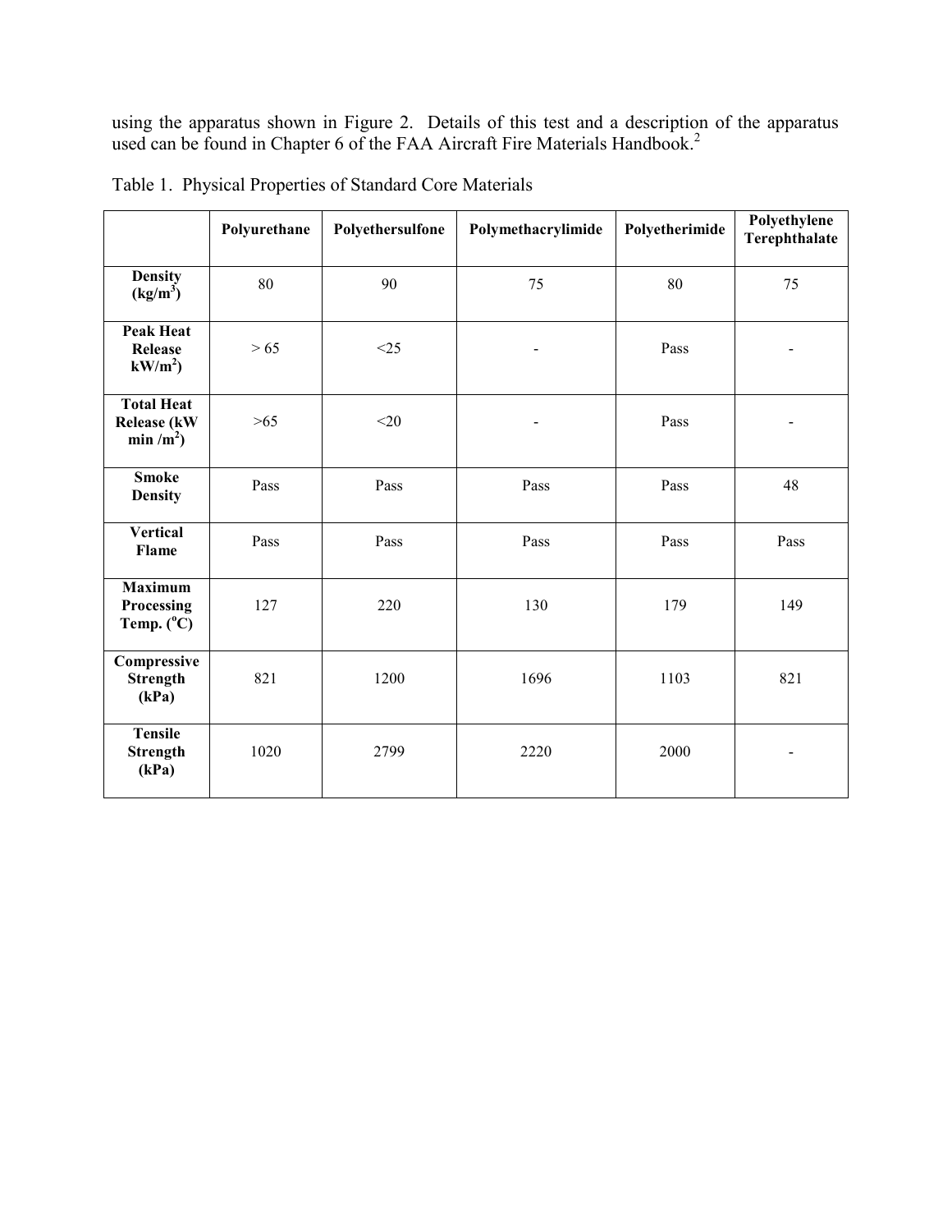using the apparatus shown in Figure 2. Details of this test and a description of the apparatus used can be found in Chapter 6 of the FAA Aircraft Fire Materials Handbook.[2]

Table 1. Physical Properties of Standard Core Materials

| | Polyurethane | Polyethersulfone | Polymethacrylimide | Polyetherimide | Polyethylene Terephthalate |
|---|---|---|---|---|---|
| **Density ($kg/m^3$)** | 80 | 90 | 75 | 80 | 75 |
| **Peak Heat Release $kW/m^2$)** | > 65 | <25 | - | Pass | - |
| **Total Heat Release (kW min /$m^2$)** | >65 | <20 | - | Pass | - |
| **Smoke Density** | Pass | Pass | Pass | Pass | 48 |
| **Vertical Flame** | Pass | Pass | Pass | Pass | Pass |
| **Maximum Processing Temp. ($^oC$)** | 127 | 220 | 130 | 179 | 149 |
| **Compressive Strength (kPa)** | 821 | 1200 | 1696 | 1103 | 821 |
| **Tensile Strength (kPa)** | 1020 | 2799 | 2220 | 2000 | - |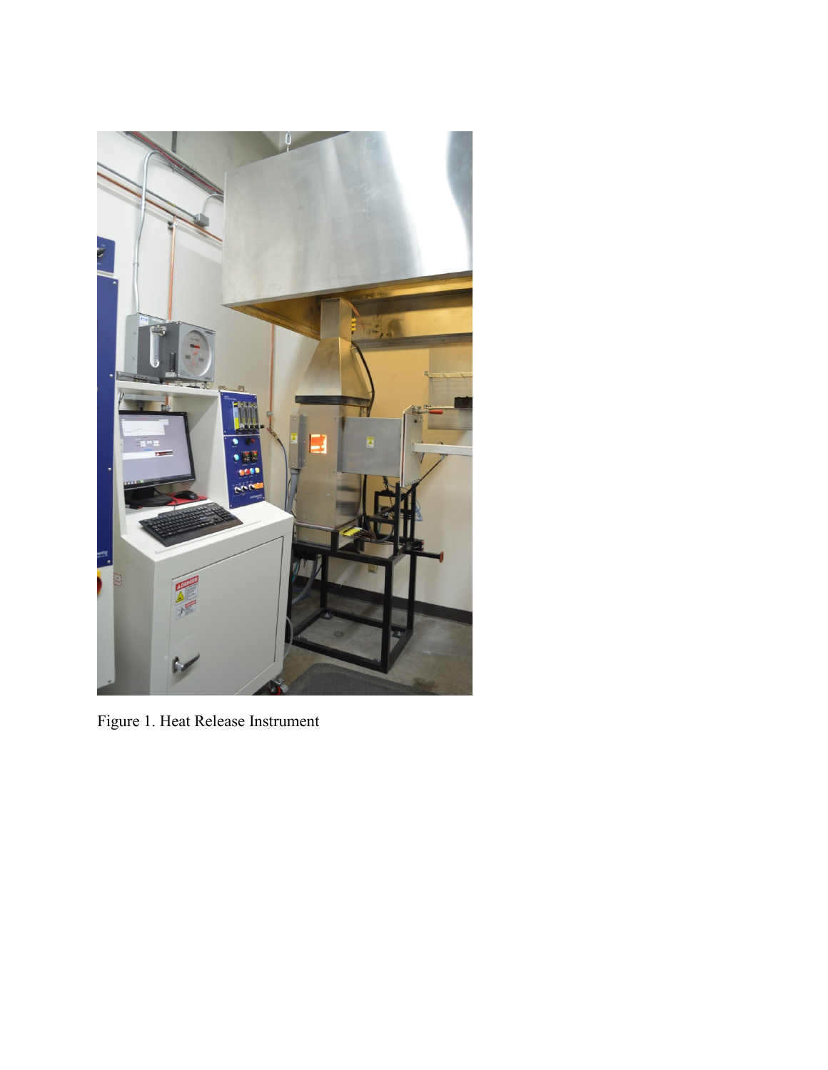Figure 1. Heat Release Instrument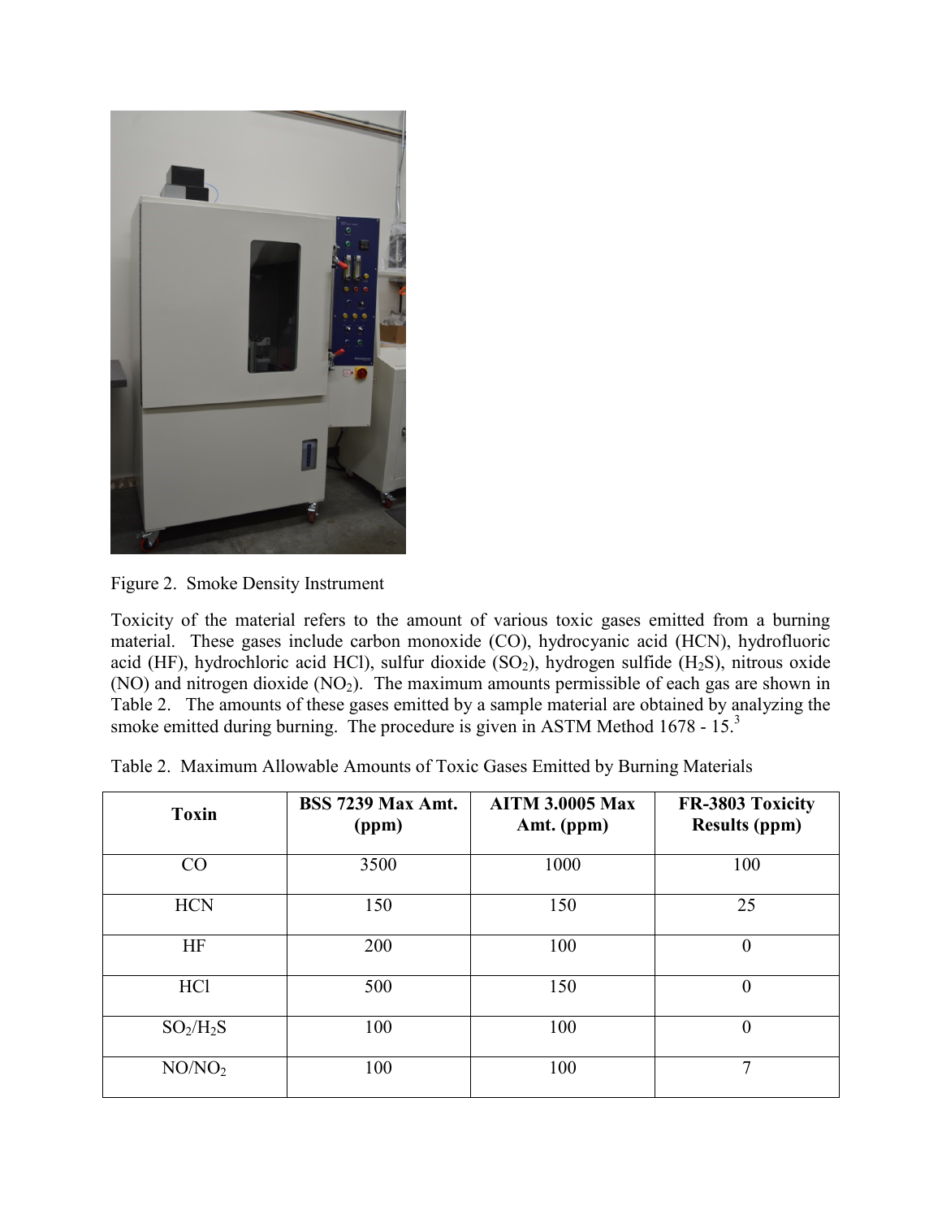Figure 2. Smoke Density Instrument

Toxicity of the material refers to the amount of various toxic gases emitted from a burning material. These gases include carbon monoxide (CO), hydrocyanic acid (HCN), hydrofluoric acid (HF), hydrochloric acid HCl), sulfur dioxide ($SO_2$), hydrogen sulfide ($H_2S$), nitrous oxide (NO) and nitrogen dioxide ($NO_2$). The maximum amounts permissible of each gas are shown in Table 2. The amounts of these gases emitted by a sample material are obtained by analyzing the smoke emitted during burning. The procedure is given in ASTM Method 1678 - 15.[3]

Table 2. Maximum Allowable Amounts of Toxic Gases Emitted by Burning Materials

| Toxin | BSS 7239 Max Amt. (ppm) | AITM 3.0005 Max Amt. (ppm) | FR-3803 Toxicity Results (ppm) |
|---|---|---|---|
| CO | 3500 | 1000 | 100 |
| HCN | 150 | 150 | 25 |
| HF | 200 | 100 | 0 |
| HCl | 500 | 150 | 0 |
| $SO_2/H_2S$ | 100 | 100 | 0 |
| $NO/NO_2$ | 100 | 100 | 7 |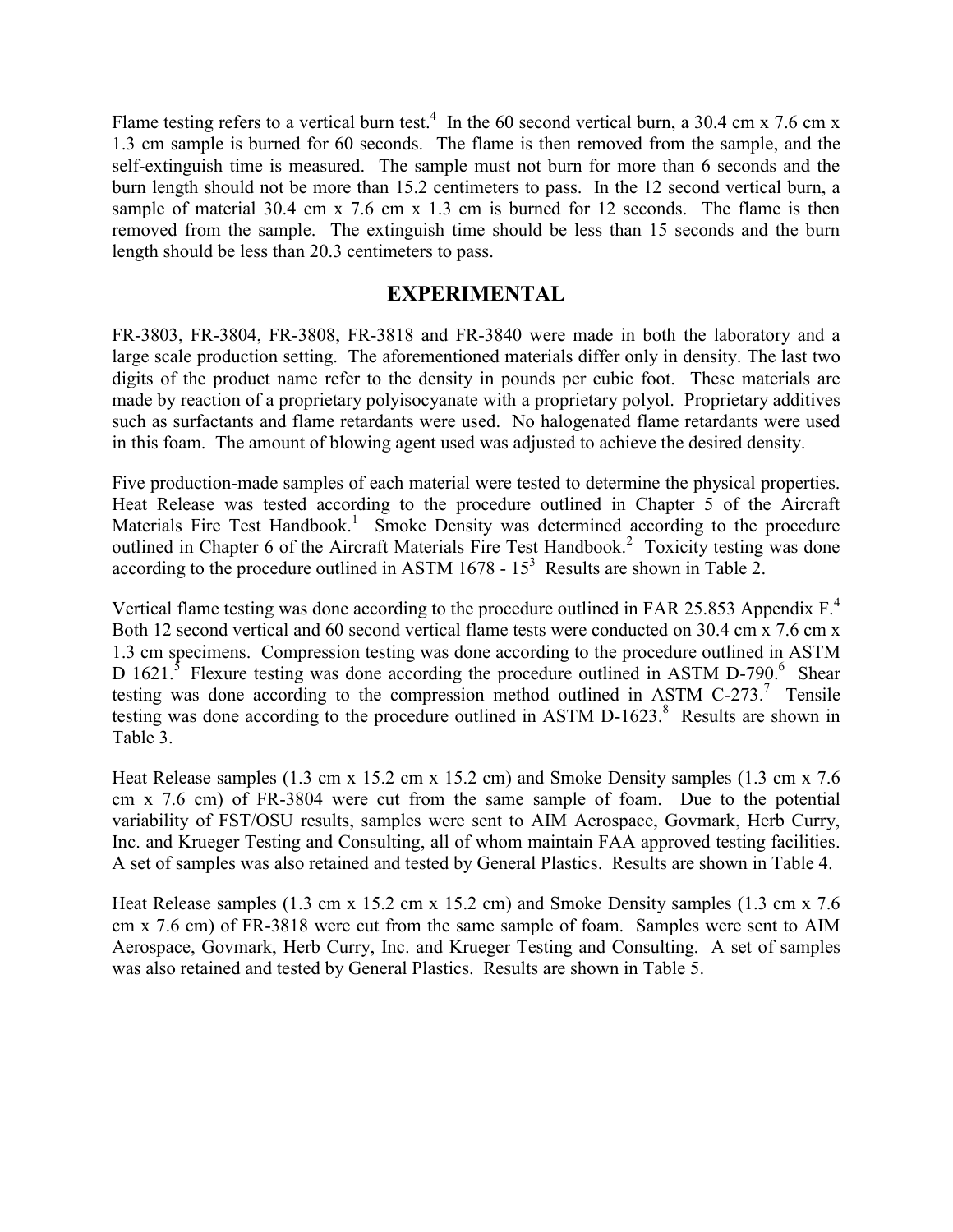Flame testing refers to a vertical burn test.[4] In the 60 second vertical burn, a 30.4 cm x 7.6 cm x 1.3 cm sample is burned for 60 seconds. The flame is then removed from the sample, and the self-extinguish time is measured. The sample must not burn for more than 6 seconds and the burn length should not be more than 15.2 centimeters to pass. In the 12 second vertical burn, a sample of material 30.4 cm x 7.6 cm x 1.3 cm is burned for 12 seconds. The flame is then removed from the sample. The extinguish time should be less than 15 seconds and the burn length should be less than 20.3 centimeters to pass.

## EXPERIMENTAL

FR-3803, FR-3804, FR-3808, FR-3818 and FR-3840 were made in both the laboratory and a large scale production setting. The aforementioned materials differ only in density. The last two digits of the product name refer to the density in pounds per cubic foot. These materials are made by reaction of a proprietary polyisocyanate with a proprietary polyol. Proprietary additives such as surfactants and flame retardants were used. No halogenated flame retardants were used in this foam. The amount of blowing agent used was adjusted to achieve the desired density.

Five production-made samples of each material were tested to determine the physical properties. Heat Release was tested according to the procedure outlined in Chapter 5 of the Aircraft Materials Fire Test Handbook.[1] Smoke Density was determined according to the procedure outlined in Chapter 6 of the Aircraft Materials Fire Test Handbook.[2] Toxicity testing was done according to the procedure outlined in ASTM 1678 - 15[3] Results are shown in Table 2.

Vertical flame testing was done according to the procedure outlined in FAR 25.853 Appendix F.[4] Both 12 second vertical and 60 second vertical flame tests were conducted on 30.4 cm x 7.6 cm x 1.3 cm specimens. Compression testing was done according to the procedure outlined in ASTM D 1621.[5] Flexure testing was done according the procedure outlined in ASTM D-790.[6] Shear testing was done according to the compression method outlined in ASTM C-273.[7] Tensile testing was done according to the procedure outlined in ASTM D-1623.[8] Results are shown in Table 3.

Heat Release samples (1.3 cm x 15.2 cm x 15.2 cm) and Smoke Density samples (1.3 cm x 7.6 cm x 7.6 cm) of FR-3804 were cut from the same sample of foam. Due to the potential variability of FST/OSU results, samples were sent to AIM Aerospace, Govmark, Herb Curry, Inc. and Krueger Testing and Consulting, all of whom maintain FAA approved testing facilities. A set of samples was also retained and tested by General Plastics. Results are shown in Table 4.

Heat Release samples (1.3 cm x 15.2 cm x 15.2 cm) and Smoke Density samples (1.3 cm x 7.6 cm x 7.6 cm) of FR-3818 were cut from the same sample of foam. Samples were sent to AIM Aerospace, Govmark, Herb Curry, Inc. and Krueger Testing and Consulting. A set of samples was also retained and tested by General Plastics. Results are shown in Table 5.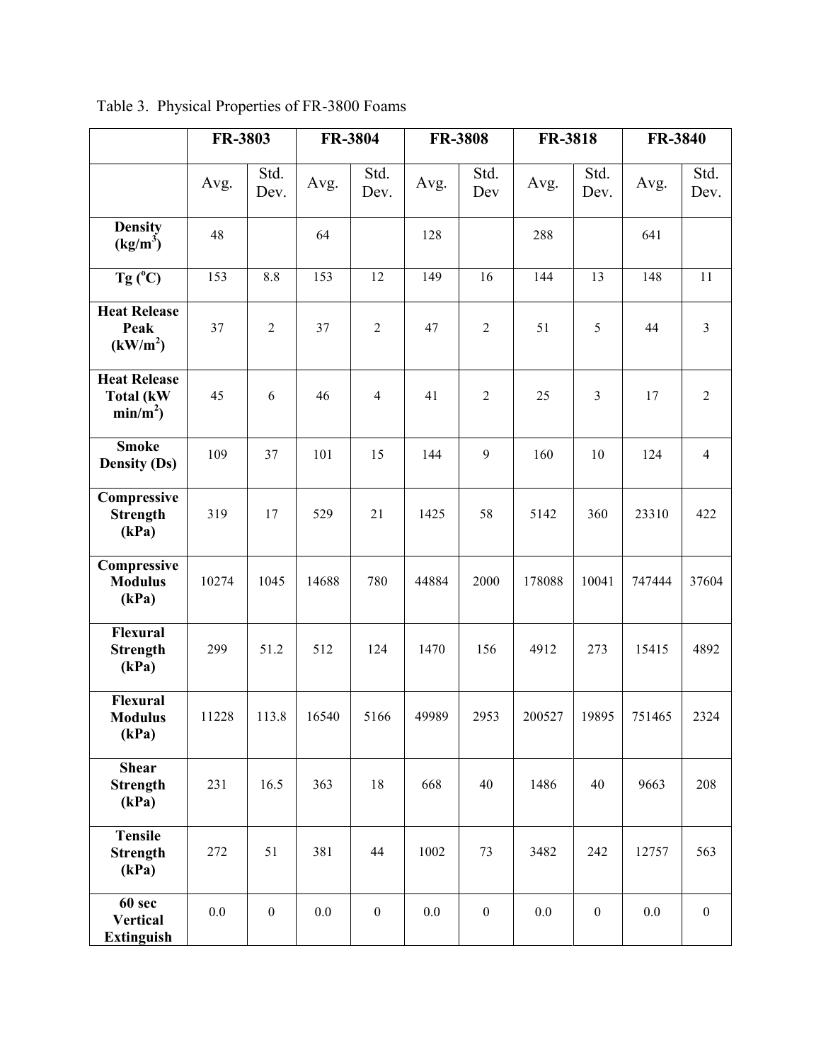Table 3. Physical Properties of FR-3800 Foams

| | FR-3803 | | FR-3804 | | FR-3808 | | FR-3818 | | FR-3840 | |
|---|---|---|---|---|---|---|---|---|---|---|
| | Avg. | Std. Dev. | Avg. | Std. Dev. | Avg. | Std. Dev | Avg. | Std. Dev. | Avg. | Std. Dev. |
| **Density ($kg/m^3$)** | 48 | | 64 | | 128 | | 288 | | 641 | |
| **Tg ($^oC$)** | 153 | 8.8 | 153 | 12 | 149 | 16 | 144 | 13 | 148 | 11 |
| **Heat Release Peak ($kW/m^2$)** | 37 | 2 | 37 | 2 | 47 | 2 | 51 | 5 | 44 | 3 |
| **Heat Release Total (kW $min/m^2$)** | 45 | 6 | 46 | 4 | 41 | 2 | 25 | 3 | 17 | 2 |
| **Smoke Density (Ds)** | 109 | 37 | 101 | 15 | 144 | 9 | 160 | 10 | 124 | 4 |
| **Compressive Strength (kPa)** | 319 | 17 | 529 | 21 | 1425 | 58 | 5142 | 360 | 23310 | 422 |
| **Compressive Modulus (kPa)** | 10274 | 1045 | 14688 | 780 | 44884 | 2000 | 178088 | 10041 | 747444 | 37604 |
| **Flexural Strength (kPa)** | 299 | 51.2 | 512 | 124 | 1470 | 156 | 4912 | 273 | 15415 | 4892 |
| **Flexural Modulus (kPa)** | 11228 | 113.8 | 16540 | 5166 | 49989 | 2953 | 200527 | 19895 | 751465 | 2324 |
| **Shear Strength (kPa)** | 231 | 16.5 | 363 | 18 | 668 | 40 | 1486 | 40 | 9663 | 208 |
| **Tensile Strength (kPa)** | 272 | 51 | 381 | 44 | 1002 | 73 | 3482 | 242 | 12757 | 563 |
| **60 sec Vertical Extinguish** | 0.0 | 0 | 0.0 | 0 | 0.0 | 0 | 0.0 | 0 | 0.0 | 0 |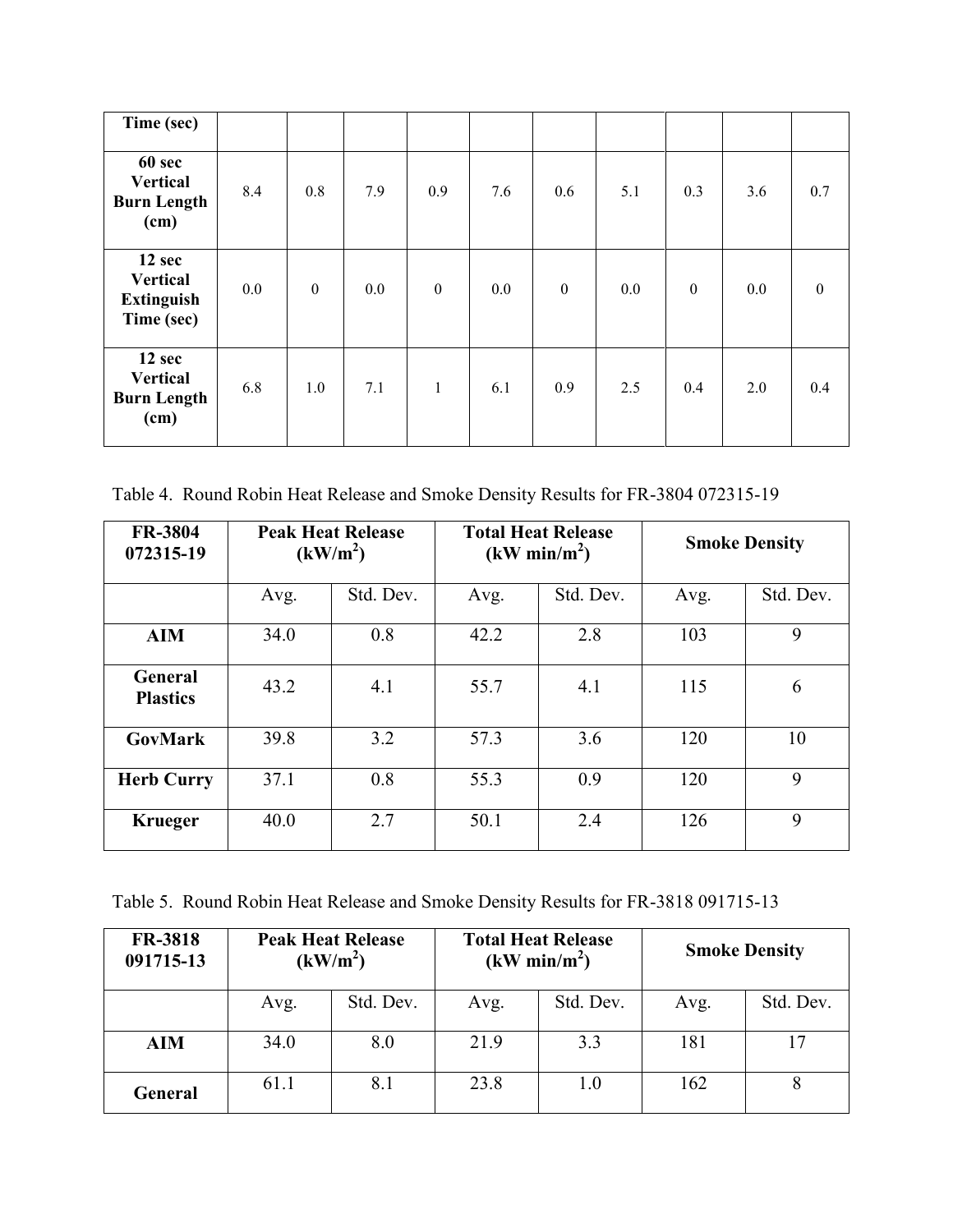| Time (sec) | | | | | | | | | | |
|---|---|---|---|---|---|---|---|---|---|---|
| **60 sec Vertical Burn Length (cm)** | 8.4 | 0.8 | 7.9 | 0.9 | 7.6 | 0.6 | 5.1 | 0.3 | 3.6 | 0.7 |
| **12 sec Vertical Extinguish Time (sec)** | 0.0 | 0 | 0.0 | 0 | 0.0 | 0 | 0.0 | 0 | 0.0 | 0 |
| **12 sec Vertical Burn Length (cm)** | 6.8 | 1.0 | 7.1 | 1 | 6.1 | 0.9 | 2.5 | 0.4 | 2.0 | 0.4 |

Table 4. Round Robin Heat Release and Smoke Density Results for FR-3804 072315-19

| FR-3804 072315-19 | Peak Heat Release ($kW/m^2$) | | Total Heat Release ($kW\ min/m^2$) | | Smoke Density | |
|---|---|---|---|---|---|---|
| | Avg. | Std. Dev. | Avg. | Std. Dev. | Avg. | Std. Dev. |
| **AIM** | 34.0 | 0.8 | 42.2 | 2.8 | 103 | 9 |
| **General Plastics** | 43.2 | 4.1 | 55.7 | 4.1 | 115 | 6 |
| **GovMark** | 39.8 | 3.2 | 57.3 | 3.6 | 120 | 10 |
| **Herb Curry** | 37.1 | 0.8 | 55.3 | 0.9 | 120 | 9 |
| **Krueger** | 40.0 | 2.7 | 50.1 | 2.4 | 126 | 9 |

Table 5. Round Robin Heat Release and Smoke Density Results for FR-3818 091715-13

| FR-3818 091715-13 | Peak Heat Release ($kW/m^2$) | | Total Heat Release ($kW\ min/m^2$) | | Smoke Density | |
|---|---|---|---|---|---|---|
| | Avg. | Std. Dev. | Avg. | Std. Dev. | Avg. | Std. Dev. |
| **AIM** | 34.0 | 8.0 | 21.9 | 3.3 | 181 | 17 |
| **General** | 61.1 | 8.1 | 23.8 | 1.0 | 162 | 8 |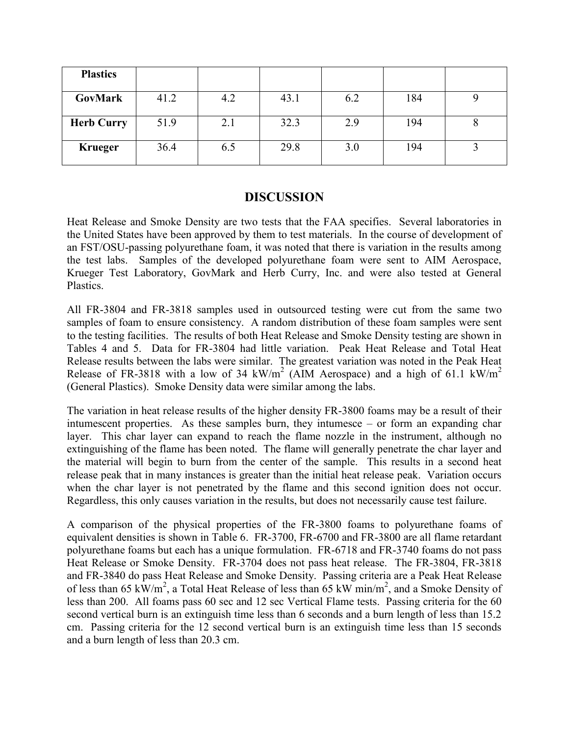| Plastics | | | | | | |
|---|---|---|---|---|---|---|
| **GovMark** | 41.2 | 4.2 | 43.1 | 6.2 | 184 | 9 |
| **Herb Curry** | 51.9 | 2.1 | 32.3 | 2.9 | 194 | 8 |
| **Krueger** | 36.4 | 6.5 | 29.8 | 3.0 | 194 | 3 |

## DISCUSSION

Heat Release and Smoke Density are two tests that the FAA specifies. Several laboratories in the United States have been approved by them to test materials. In the course of development of an FST/OSU-passing polyurethane foam, it was noted that there is variation in the results among the test labs. Samples of the developed polyurethane foam were sent to AIM Aerospace, Krueger Test Laboratory, GovMark and Herb Curry, Inc. and were also tested at General Plastics.

All FR-3804 and FR-3818 samples used in outsourced testing were cut from the same two samples of foam to ensure consistency. A random distribution of these foam samples were sent to the testing facilities. The results of both Heat Release and Smoke Density testing are shown in Tables 4 and 5. Data for FR-3804 had little variation. Peak Heat Release and Total Heat Release results between the labs were similar. The greatest variation was noted in the Peak Heat Release of FR-3818 with a low of 34 kW/m$^2$ (AIM Aerospace) and a high of 61.1 kW/m$^2$ (General Plastics). Smoke Density data were similar among the labs.

The variation in heat release results of the higher density FR-3800 foams may be a result of their intumescent properties. As these samples burn, they intumesce – or form an expanding char layer. This char layer can expand to reach the flame nozzle in the instrument, although no extinguishing of the flame has been noted. The flame will generally penetrate the char layer and the material will begin to burn from the center of the sample. This results in a second heat release peak that in many instances is greater than the initial heat release peak. Variation occurs when the char layer is not penetrated by the flame and this second ignition does not occur. Regardless, this only causes variation in the results, but does not necessarily cause test failure.

A comparison of the physical properties of the FR-3800 foams to polyurethane foams of equivalent densities is shown in Table 6. FR-3700, FR-6700 and FR-3800 are all flame retardant polyurethane foams but each has a unique formulation. FR-6718 and FR-3740 foams do not pass Heat Release or Smoke Density. FR-3704 does not pass heat release. The FR-3804, FR-3818 and FR-3840 do pass Heat Release and Smoke Density. Passing criteria are a Peak Heat Release of less than 65 kW/m$^2$, a Total Heat Release of less than 65 kW min/m$^2$, and a Smoke Density of less than 200. All foams pass 60 sec and 12 sec Vertical Flame tests. Passing criteria for the 60 second vertical burn is an extinguish time less than 6 seconds and a burn length of less than 15.2 cm. Passing criteria for the 12 second vertical burn is an extinguish time less than 15 seconds and a burn length of less than 20.3 cm.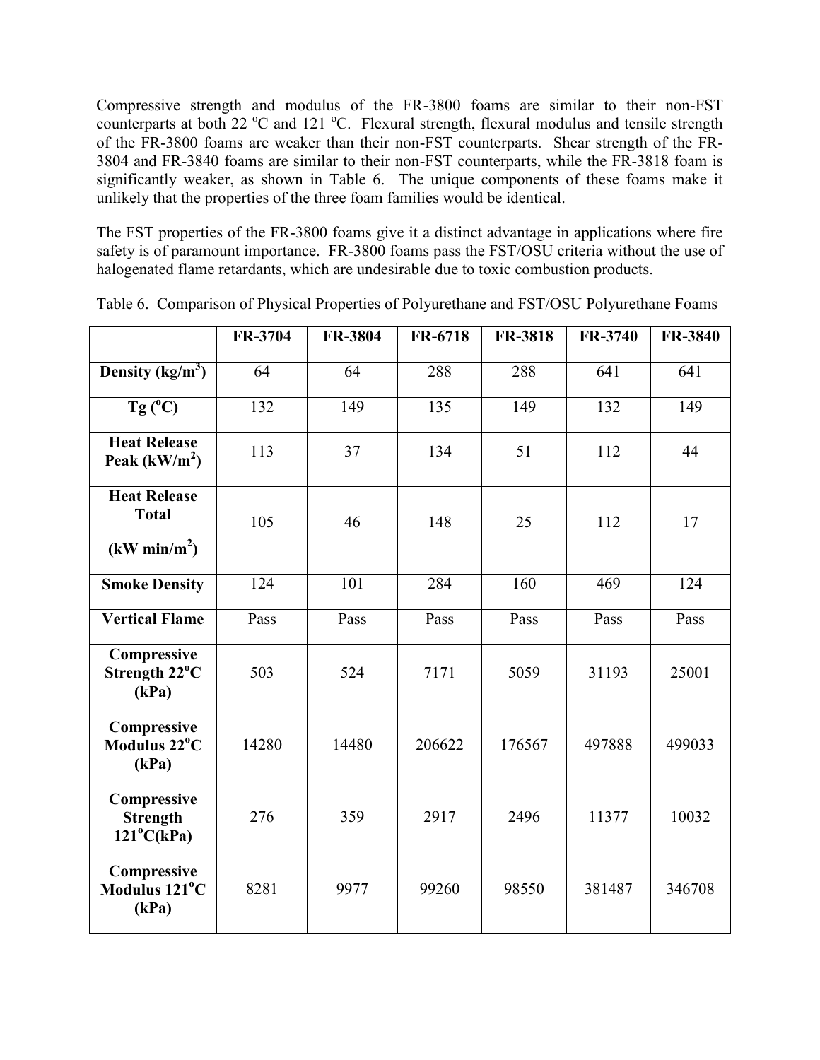Compressive strength and modulus of the FR-3800 foams are similar to their non-FST counterparts at both 22 $^{o}$C and 121 $^{o}$C. Flexural strength, flexural modulus and tensile strength of the FR-3800 foams are weaker than their non-FST counterparts. Shear strength of the FR-3804 and FR-3840 foams are similar to their non-FST counterparts, while the FR-3818 foam is significantly weaker, as shown in Table 6. The unique components of these foams make it unlikely that the properties of the three foam families would be identical.

The FST properties of the FR-3800 foams give it a distinct advantage in applications where fire safety is of paramount importance. FR-3800 foams pass the FST/OSU criteria without the use of halogenated flame retardants, which are undesirable due to toxic combustion products.

Table 6. Comparison of Physical Properties of Polyurethane and FST/OSU Polyurethane Foams

| | FR-3704 | FR-3804 | FR-6718 | FR-3818 | FR-3740 | FR-3840 |
|---|---|---|---|---|---|---|
| **Density (kg/m$^3$)** | 64 | 64 | 288 | 288 | 641 | 641 |
| **Tg ($^o$C)** | 132 | 149 | 135 | 149 | 132 | 149 |
| **Heat Release Peak (kW/m$^2$)** | 113 | 37 | 134 | 51 | 112 | 44 |
| **Heat Release Total (kW min/m$^2$)** | 105 | 46 | 148 | 25 | 112 | 17 |
| **Smoke Density** | 124 | 101 | 284 | 160 | 469 | 124 |
| **Vertical Flame** | Pass | Pass | Pass | Pass | Pass | Pass |
| **Compressive Strength 22$^o$C (kPa)** | 503 | 524 | 7171 | 5059 | 31193 | 25001 |
| **Compressive Modulus 22$^o$C (kPa)** | 14280 | 14480 | 206622 | 176567 | 497888 | 499033 |
| **Compressive Strength 121$^o$C(kPa)** | 276 | 359 | 2917 | 2496 | 11377 | 10032 |
| **Compressive Modulus 121$^o$C (kPa)** | 8281 | 9977 | 99260 | 98550 | 381487 | 346708 |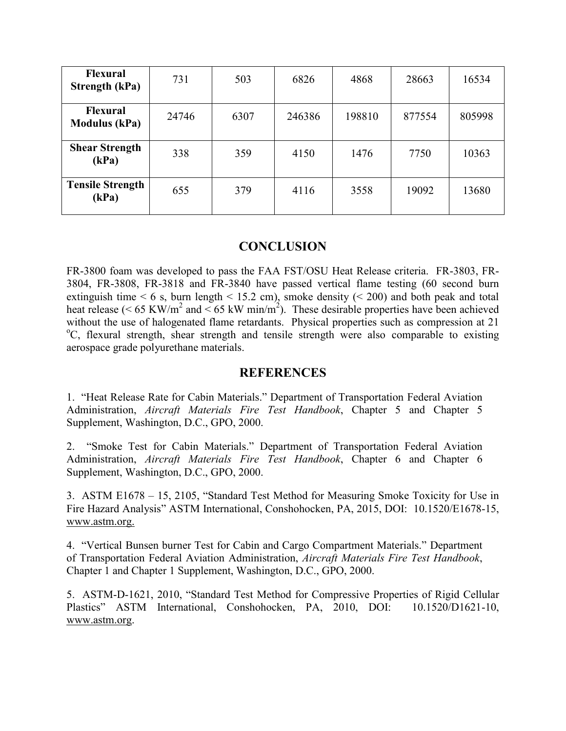| | | | | | | |
|---|---|---|---|---|---|---|
| **Flexural Strength (kPa)** | 731 | 503 | 6826 | 4868 | 28663 | 16534 |
| **Flexural Modulus (kPa)** | 24746 | 6307 | 246386 | 198810 | 877554 | 805998 |
| **Shear Strength (kPa)** | 338 | 359 | 4150 | 1476 | 7750 | 10363 |
| **Tensile Strength (kPa)** | 655 | 379 | 4116 | 3558 | 19092 | 13680 |

## CONCLUSION

FR-3800 foam was developed to pass the FAA FST/OSU Heat Release criteria. FR-3803, FR-3804, FR-3808, FR-3818 and FR-3840 have passed vertical flame testing (60 second burn extinguish time < 6 s, burn length < 15.2 cm), smoke density (< 200) and both peak and total heat release (< 65 KW/m$^2$ and < 65 kW min/m$^2$). These desirable properties have been achieved without the use of halogenated flame retardants. Physical properties such as compression at 21 $^{o}$C, flexural strength, shear strength and tensile strength were also comparable to existing aerospace grade polyurethane materials.

## REFERENCES

1. "Heat Release Rate for Cabin Materials." Department of Transportation Federal Aviation Administration, *Aircraft Materials Fire Test Handbook*, Chapter 5 and Chapter 5 Supplement, Washington, D.C., GPO, 2000.

2. "Smoke Test for Cabin Materials." Department of Transportation Federal Aviation Administration, *Aircraft Materials Fire Test Handbook*, Chapter 6 and Chapter 6 Supplement, Washington, D.C., GPO, 2000.

3. ASTM E1678 – 15, 2105, "Standard Test Method for Measuring Smoke Toxicity for Use in Fire Hazard Analysis" ASTM International, Conshohocken, PA, 2015, DOI: 10.1520/E1678-15, www.astm.org.

4. "Vertical Bunsen burner Test for Cabin and Cargo Compartment Materials." Department of Transportation Federal Aviation Administration, *Aircraft Materials Fire Test Handbook*, Chapter 1 and Chapter 1 Supplement, Washington, D.C., GPO, 2000.

5. ASTM-D-1621, 2010, "Standard Test Method for Compressive Properties of Rigid Cellular Plastics" ASTM International, Conshohocken, PA, 2010, DOI: 10.1520/D1621-10, www.astm.org.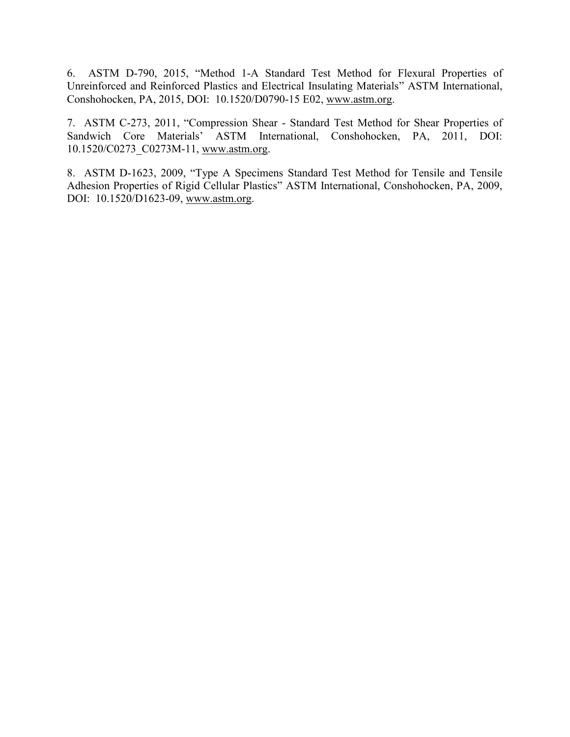6. ASTM D-790, 2015, "Method 1-A Standard Test Method for Flexural Properties of Unreinforced and Reinforced Plastics and Electrical Insulating Materials" ASTM International, Conshohocken, PA, 2015, DOI: 10.1520/D0790-15 E02, www.astm.org.

7. ASTM C-273, 2011, "Compression Shear - Standard Test Method for Shear Properties of Sandwich Core Materials' ASTM International, Conshohocken, PA, 2011, DOI: 10.1520/C0273_C0273M-11, www.astm.org.

8. ASTM D-1623, 2009, "Type A Specimens Standard Test Method for Tensile and Tensile Adhesion Properties of Rigid Cellular Plastics" ASTM International, Conshohocken, PA, 2009, DOI: 10.1520/D1623-09, www.astm.org.